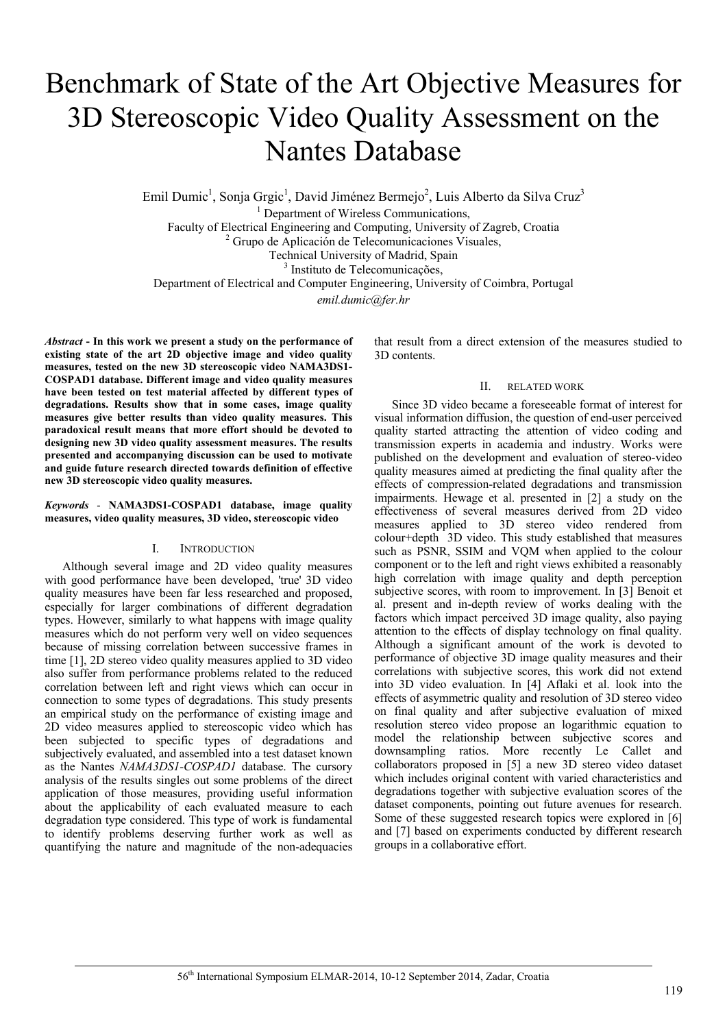# Benchmark of State of the Art Objective Measures for 3D Stereoscopic Video Quality Assessment on the Nantes Database

Emil Dumic[1], Sonja Grgic[1], David Jiménez Bermejo[2], Luis Alberto da Silva Cruz[3]

[1] Department of Wireless Communications,
Faculty of Electrical Engineering and Computing, University of Zagreb, Croatia
[2] Grupo de Aplicación de Telecomunicaciones Visuales,
Technical University of Madrid, Spain
[3] Instituto de Telecomunicações,
Department of Electrical and Computer Engineering, University of Coimbra, Portugal
*emil.dumic@fer.hr*

***Abstract*** **- In this work we present a study on the performance of existing state of the art 2D objective image and video quality measures, tested on the new 3D stereoscopic video NAMA3DS1-COSPAD1 database. Different image and video quality measures have been tested on test material affected by different types of degradations. Results show that in some cases, image quality measures give better results than video quality measures. This paradoxical result means that more effort should be devoted to designing new 3D video quality assessment measures. The results presented and accompanying discussion can be used to motivate and guide future research directed towards definition of effective new 3D stereoscopic video quality measures.**

***Keywords*** - **NAMA3DS1-COSPAD1 database, image quality measures, video quality measures, 3D video, stereoscopic video**

## I. Introduction

Although several image and 2D video quality measures with good performance have been developed, 'true' 3D video quality measures have been far less researched and proposed, especially for larger combinations of different degradation types. However, similarly to what happens with image quality measures which do not perform very well on video sequences because of missing correlation between successive frames in time [1], 2D stereo video quality measures applied to 3D video also suffer from performance problems related to the reduced correlation between left and right views which can occur in connection to some types of degradations. This study presents an empirical study on the performance of existing image and 2D video measures applied to stereoscopic video which has been subjected to specific types of degradations and subjectively evaluated, and assembled into a test dataset known as the Nantes *NAMA3DS1-COSPAD1* database. The cursory analysis of the results singles out some problems of the direct application of those measures, providing useful information about the applicability of each evaluated measure to each degradation type considered. This type of work is fundamental to identify problems deserving further work as well as quantifying the nature and magnitude of the non-adequacies that result from a direct extension of the measures studied to 3D contents.

## II. Related Work

Since 3D video became a foreseeable format of interest for visual information diffusion, the question of end-user perceived quality started attracting the attention of video coding and transmission experts in academia and industry. Works were published on the development and evaluation of stereo-video quality measures aimed at predicting the final quality after the effects of compression-related degradations and transmission impairments. Hewage et al. presented in [2] a study on the effectiveness of several measures derived from 2D video measures applied to 3D stereo video rendered from colour+depth 3D video. This study established that measures such as PSNR, SSIM and VQM when applied to the colour component or to the left and right views exhibited a reasonably high correlation with image quality and depth perception subjective scores, with room to improvement. In [3] Benoit et al. present and in-depth review of works dealing with the factors which impact perceived 3D image quality, also paying attention to the effects of display technology on final quality. Although a significant amount of the work is devoted to performance of objective 3D image quality measures and their correlations with subjective scores, this work did not extend into 3D video evaluation. In [4] Aflaki et al. look into the effects of asymmetric quality and resolution of 3D stereo video on final quality and after subjective evaluation of mixed resolution stereo video propose an logarithmic equation to model the relationship between subjective scores and downsampling ratios. More recently Le Callet and collaborators proposed in [5] a new 3D stereo video dataset which includes original content with varied characteristics and degradations together with subjective evaluation scores of the dataset components, pointing out future avenues for research. Some of these suggested research topics were explored in [6] and [7] based on experiments conducted by different research groups in a collaborative effort.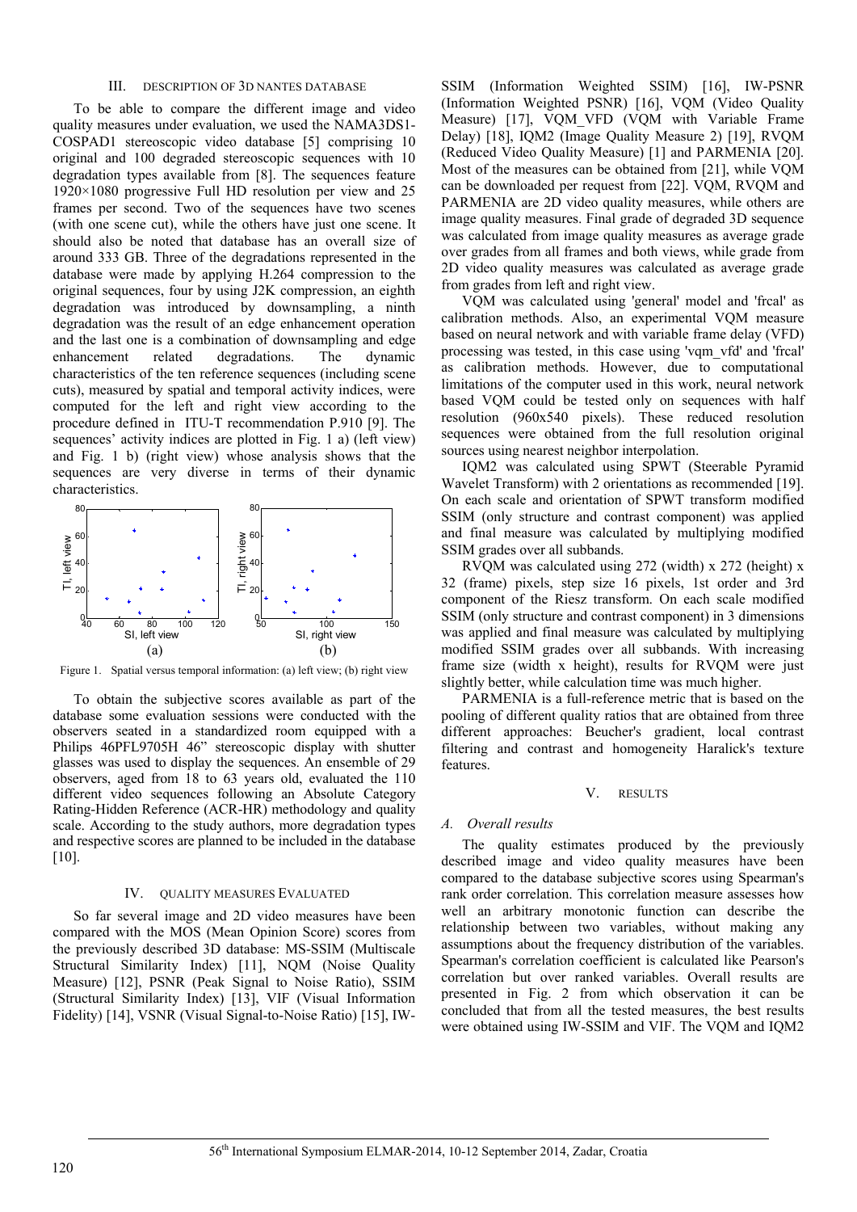## III. DESCRIPTION OF 3D NANTES DATABASE

To be able to compare the different image and video quality measures under evaluation, we used the NAMA3DS1-COSPAD1 stereoscopic video database [5] comprising 10 original and 100 degraded stereoscopic sequences with 10 degradation types available from [8]. The sequences feature 1920×1080 progressive Full HD resolution per view and 25 frames per second. Two of the sequences have two scenes (with one scene cut), while the others have just one scene. It should also be noted that database has an overall size of around 333 GB. Three of the degradations represented in the database were made by applying H.264 compression to the original sequences, four by using J2K compression, an eighth degradation was introduced by downsampling, a ninth degradation was the result of an edge enhancement operation and the last one is a combination of downsampling and edge enhancement related degradations. The dynamic characteristics of the ten reference sequences (including scene cuts), measured by spatial and temporal activity indices, were computed for the left and right view according to the procedure defined in ITU-T recommendation P.910 [9]. The sequences' activity indices are plotted in Fig. 1 a) (left view) and Fig. 1 b) (right view) whose analysis shows that the sequences are very diverse in terms of their dynamic characteristics.

Figure 1. Spatial versus temporal information: (a) left view; (b) right view

To obtain the subjective scores available as part of the database some evaluation sessions were conducted with the observers seated in a standardized room equipped with a Philips 46PFL9705H 46" stereoscopic display with shutter glasses was used to display the sequences. An ensemble of 29 observers, aged from 18 to 63 years old, evaluated the 110 different video sequences following an Absolute Category Rating-Hidden Reference (ACR-HR) methodology and quality scale. According to the study authors, more degradation types and respective scores are planned to be included in the database [10].

## IV. QUALITY MEASURES EVALUATED

So far several image and 2D video measures have been compared with the MOS (Mean Opinion Score) scores from the previously described 3D database: MS-SSIM (Multiscale Structural Similarity Index) [11], NQM (Noise Quality Measure) [12], PSNR (Peak Signal to Noise Ratio), SSIM (Structural Similarity Index) [13], VIF (Visual Information Fidelity) [14], VSNR (Visual Signal-to-Noise Ratio) [15], IW-SSIM (Information Weighted SSIM) [16], IW-PSNR (Information Weighted PSNR) [16], VQM (Video Quality Measure) [17], VQM_VFD (VQM with Variable Frame Delay) [18], IQM2 (Image Quality Measure 2) [19], RVQM (Reduced Video Quality Measure) [1] and PARMENIA [20]. Most of the measures can be obtained from [21], while VQM can be downloaded per request from [22]. VQM, RVQM and PARMENIA are 2D video quality measures, while others are image quality measures. Final grade of degraded 3D sequence was calculated from image quality measures as average grade over grades from all frames and both views, while grade from 2D video quality measures was calculated as average grade from grades from left and right view.

VQM was calculated using 'general' model and 'frcal' as calibration methods. Also, an experimental VQM measure based on neural network and with variable frame delay (VFD) processing was tested, in this case using 'vqm_vfd' and 'frcal' as calibration methods. However, due to computational limitations of the computer used in this work, neural network based VQM could be tested only on sequences with half resolution (960x540 pixels). These reduced resolution sequences were obtained from the full resolution original sources using nearest neighbor interpolation.

IQM2 was calculated using SPWT (Steerable Pyramid Wavelet Transform) with 2 orientations as recommended [19]. On each scale and orientation of SPWT transform modified SSIM (only structure and contrast component) was applied and final measure was calculated by multiplying modified SSIM grades over all subbands.

RVQM was calculated using 272 (width) x 272 (height) x 32 (frame) pixels, step size 16 pixels, 1st order and 3rd component of the Riesz transform. On each scale modified SSIM (only structure and contrast component) in 3 dimensions was applied and final measure was calculated by multiplying modified SSIM grades over all subbands. With increasing frame size (width x height), results for RVQM were just slightly better, while calculation time was much higher.

PARMENIA is a full-reference metric that is based on the pooling of different quality ratios that are obtained from three different approaches: Beucher's gradient, local contrast filtering and contrast and homogeneity Haralick's texture features.

## V. RESULTS

### A. Overall results

The quality estimates produced by the previously described image and video quality measures have been compared to the database subjective scores using Spearman's rank order correlation. This correlation measure assesses how well an arbitrary monotonic function can describe the relationship between two variables, without making any assumptions about the frequency distribution of the variables. Spearman's correlation coefficient is calculated like Pearson's correlation but over ranked variables. Overall results are presented in Fig. 2 from which observation it can be concluded that from all the tested measures, the best results were obtained using IW-SSIM and VIF. The VQM and IQM2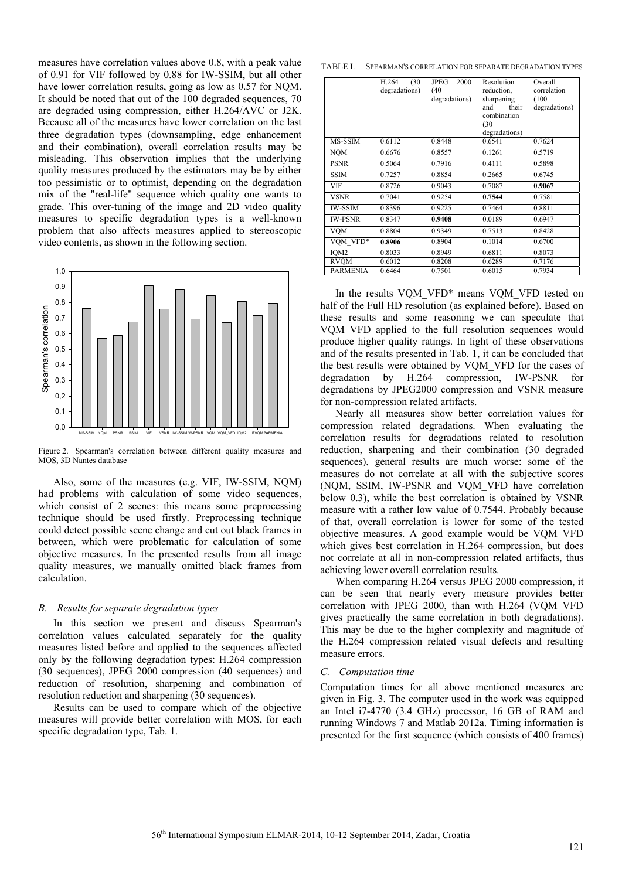measures have correlation values above 0.8, with a peak value of 0.91 for VIF followed by 0.88 for IW-SSIM, but all other have lower correlation results, going as low as 0.57 for NQM. It should be noted that out of the 100 degraded sequences, 70 are degraded using compression, either H.264/AVC or J2K. Because all of the measures have lower correlation on the last three degradation types (downsampling, edge enhancement and their combination), overall correlation results may be misleading. This observation implies that the underlying quality measures produced by the estimators may be by either too pessimistic or to optimist, depending on the degradation mix of the "real-life" sequence which quality one wants to grade. This over-tuning of the image and 2D video quality measures to specific degradation types is a well-known problem that also affects measures applied to stereoscopic video contents, as shown in the following section.

Figure 2. Spearman's correlation between different quality measures and MOS, 3D Nantes database

Also, some of the measures (e.g. VIF, IW-SSIM, NQM) had problems with calculation of some video sequences, which consist of 2 scenes: this means some preprocessing technique should be used firstly. Preprocessing technique could detect possible scene change and cut out black frames in between, which were problematic for calculation of some objective measures. In the presented results from all image quality measures, we manually omitted black frames from calculation.

### *B. Results for separate degradation types*

In this section we present and discuss Spearman's correlation values calculated separately for the quality measures listed before and applied to the sequences affected only by the following degradation types: H.264 compression (30 sequences), JPEG 2000 compression (40 sequences) and reduction of resolution, sharpening and combination of resolution reduction and sharpening (30 sequences).

Results can be used to compare which of the objective measures will provide better correlation with MOS, for each specific degradation type, Tab. 1.

TABLE I. SPEARMAN'S CORRELATION FOR SEPARATE DEGRADATION TYPES

| | H.264 (30 degradations) | JPEG 2000 (40 degradations) | Resolution reduction, sharpening and their combination (30 degradations) | Overall correlation (100 degradations) |
|---|---|---|---|---|
| MS-SSIM | 0.6112 | 0.8448 | 0.6541 | 0.7624 |
| NQM | 0.6676 | 0.8557 | 0.1261 | 0.5719 |
| PSNR | 0.5064 | 0.7916 | 0.4111 | 0.5898 |
| SSIM | 0.7257 | 0.8854 | 0.2665 | 0.6745 |
| VIF | 0.8726 | 0.9043 | 0.7087 | **0.9067** |
| VSNR | 0.7041 | 0.9254 | **0.7544** | 0.7581 |
| IW-SSIM | 0.8396 | 0.9225 | 0.7464 | 0.8811 |
| IW-PSNR | 0.8347 | **0.9408** | 0.0189 | 0.6947 |
| VQM | 0.8804 | 0.9349 | 0.7513 | 0.8428 |
| VQM_VFD* | **0.8906** | 0.8904 | 0.1014 | 0.6700 |
| IQM2 | 0.8033 | 0.8949 | 0.6811 | 0.8073 |
| RVQM | 0.6012 | 0.8208 | 0.6289 | 0.7176 |
| PARMENIA | 0.6464 | 0.7501 | 0.6015 | 0.7934 |

In the results VQM_VFD* means VQM_VFD tested on half of the Full HD resolution (as explained before). Based on these results and some reasoning we can speculate that VQM_VFD applied to the full resolution sequences would produce higher quality ratings. In light of these observations and of the results presented in Tab. 1, it can be concluded that the best results were obtained by VQM_VFD for the cases of degradation by H.264 compression, IW-PSNR for degradations by JPEG2000 compression and VSNR measure for non-compression related artifacts.

Nearly all measures show better correlation values for compression related degradations. When evaluating the correlation results for degradations related to resolution reduction, sharpening and their combination (30 degraded sequences), general results are much worse: some of the measures do not correlate at all with the subjective scores (NQM, SSIM, IW-PSNR and VQM_VFD have correlation below 0.3), while the best correlation is obtained by VSNR measure with a rather low value of 0.7544. Probably because of that, overall correlation is lower for some of the tested objective measures. A good example would be VQM_VFD which gives best correlation in H.264 compression, but does not correlate at all in non-compression related artifacts, thus achieving lower overall correlation results.

When comparing H.264 versus JPEG 2000 compression, it can be seen that nearly every measure provides better correlation with JPEG 2000, than with H.264 (VQM_VFD gives practically the same correlation in both degradations). This may be due to the higher complexity and magnitude of the H.264 compression related visual defects and resulting measure errors.

### *C. Computation time*

Computation times for all above mentioned measures are given in Fig. 3. The computer used in the work was equipped an Intel i7-4770 (3.4 GHz) processor, 16 GB of RAM and running Windows 7 and Matlab 2012a. Timing information is presented for the first sequence (which consists of 400 frames)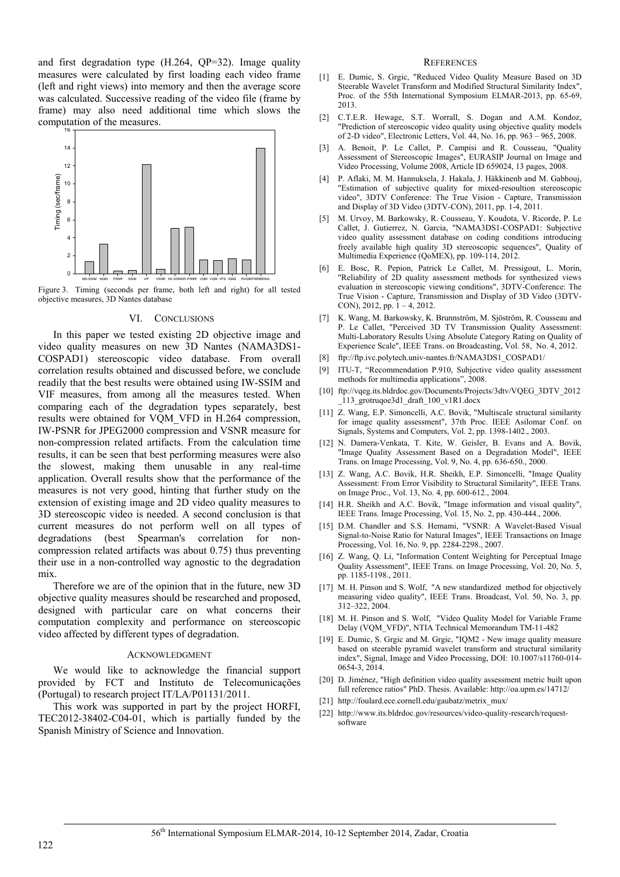and first degradation type (H.264, QP=32). Image quality measures were calculated by first loading each video frame (left and right views) into memory and then the average score was calculated. Successive reading of the video file (frame by frame) may also need additional time which slows the computation of the measures.

Timing (sec/frame)
16
14
12
10
8
6
4
2
0
MS-SSIM NQM PSNR SSIM VIF VSNR IW-SSIM IW-PSNR VQM VQM_VFD IQM2 RVQM PARMENIA

Figure 3. Timing (seconds per frame, both left and right) for all tested objective measures, 3D Nantes database

## VI. CONCLUSIONS

In this paper we tested existing 2D objective image and video quality measures on new 3D Nantes (NAMA3DS1-COSPAD1) stereoscopic video database. From overall correlation results obtained and discussed before, we conclude readily that the best results were obtained using IW-SSIM and VIF measures, from among all the measures tested. When comparing each of the degradation types separately, best results were obtained for VQM_VFD in H.264 compression, IW-PSNR for JPEG2000 compression and VSNR measure for non-compression related artifacts. From the calculation time results, it can be seen that best performing measures were also the slowest, making them unusable in any real-time application. Overall results show that the performance of the measures is not very good, hinting that further study on the extension of existing image and 2D video quality measures to 3D stereoscopic video is needed. A second conclusion is that current measures do not perform well on all types of degradations (best Spearman's correlation for non-compression related artifacts was about 0.75) thus preventing their use in a non-controlled way agnostic to the degradation mix.

Therefore we are of the opinion that in the future, new 3D objective quality measures should be researched and proposed, designed with particular care on what concerns their computation complexity and performance on stereoscopic video affected by different types of degradation.

## ACKNOWLEDGMENT

We would like to acknowledge the financial support provided by FCT and Instituto de Telecomunicações (Portugal) to research project IT/LA/P01131/2011.

This work was supported in part by the project HORFI, TEC2012-38402-C04-01, which is partially funded by the Spanish Ministry of Science and Innovation.

## REFERENCES

[1] E. Dumic, S. Grgic, "Reduced Video Quality Measure Based on 3D Steerable Wavelet Transform and Modified Structural Similarity Index", Proc. of the 55th International Symposium ELMAR-2013, pp. 65-69, 2013.

[2] C.T.E.R. Hewage, S.T. Worrall, S. Dogan and A.M. Kondoz, "Prediction of stereoscopic video quality using objective quality models of 2-D video", Electronic Letters, Vol. 44, No. 16, pp. 963 – 965, 2008.

[3] A. Benoit, P. Le Callet, P. Campisi and R. Cousseau, "Quality Assessment of Stereoscopic Images", EURASIP Journal on Image and Video Processing, Volume 2008, Article ID 659024, 13 pages, 2008.

[4] P. Aflaki, M. M. Hannuksela, J. Hakala, J. Häkkinenb and M. Gabbouj, "Estimation of subjective quality for mixed-resoultion stereoscopic video", 3DTV Conference: The True Vision - Capture, Transmission and Display of 3D Video (3DTV-CON), 2011, pp. 1-4, 2011.

[5] M. Urvoy, M. Barkowsky, R. Cousseau, Y. Koudota, V. Ricorde, P. Le Callet, J. Gutierrez, N. Garcia, "NAMA3DS1-COSPAD1: Subjective video quality assessment database on coding conditions introducing freely available high quality 3D stereoscopic sequences", Quality of Multimedia Experience (QoMEX), pp. 109-114, 2012.

[6] E. Bosc, R. Pepion, Patrick Le Callet, M. Pressigout, L. Morin, "Reliability of 2D quality assessment methods for synthesized views evaluation in stereoscopic viewing conditions", 3DTV-Conference: The True Vision - Capture, Transmission and Display of 3D Video (3DTV-CON), 2012, pp. 1 – 4, 2012.

[7] K. Wang, M. Barkowsky, K. Brunnström, M. Sjöström, R. Cousseau and P. Le Callet, "Perceived 3D TV Transmission Quality Assessment: Multi-Laboratory Results Using Absolute Category Rating on Quality of Experience Scale", IEEE Trans. on Broadcasting, Vol. 58, No. 4, 2012.

[8] ftp://ftp.ivc.polytech.univ-nantes.fr/NAMA3DS1_COSPAD1/

[9] ITU-T, "Recommendation P.910, Subjective video quality assessment methods for multimedia applications", 2008.

[10] ftp://vqeg.its.bldrdoc.gov/Documents/Projects/3dtv/VQEG_3DTV_2012_113_grotruqoe3d1_draft_100_v1R1.docx

[11] Z. Wang, E.P. Simoncelli, A.C. Bovik, "Multiscale structural similarity for image quality assessment", 37th Proc. IEEE Asilomar Conf. on Signals, Systems and Computers, Vol. 2, pp. 1398-1402., 2003.

[12] N. Damera-Venkata, T. Kite, W. Geisler, B. Evans and A. Bovik, "Image Quality Assessment Based on a Degradation Model", IEEE Trans. on Image Processing, Vol. 9, No. 4, pp. 636-650., 2000.

[13] Z. Wang, A.C. Bovik, H.R. Sheikh, E.P. Simoncelli, "Image Quality Assessment: From Error Visibility to Structural Similarity", IEEE Trans. on Image Proc., Vol. 13, No. 4, pp. 600-612., 2004.

[14] H.R. Sheikh and A.C. Bovik, "Image information and visual quality", IEEE Trans. Image Processing, Vol. 15, No. 2, pp. 430-444., 2006.

[15] D.M. Chandler and S.S. Hemami, "VSNR: A Wavelet-Based Visual Signal-to-Noise Ratio for Natural Images", IEEE Transactions on Image Processing, Vol. 16, No. 9, pp. 2284-2298., 2007.

[16] Z. Wang, Q. Li, "Information Content Weighting for Perceptual Image Quality Assessment", IEEE Trans. on Image Processing, Vol. 20, No. 5, pp. 1185-1198., 2011.

[17] M. H. Pinson and S. Wolf, "A new standardized method for objectively measuring video quality", IEEE Trans. Broadcast, Vol. 50, No. 3, pp. 312–322, 2004.

[18] M. H. Pinson and S. Wolf, "Video Quality Model for Variable Frame Delay (VQM_VFD)", NTIA Technical Memorandum TM-11-482

[19] E. Dumic, S. Grgic and M. Grgic, "IQM2 - New image quality measure based on steerable pyramid wavelet transform and structural similarity index", Signal, Image and Video Processing, DOI: 10.1007/s11760-014-0654-3, 2014.

[20] D. Jiménez, "High definition video quality assessment metric built upon full reference ratios" PhD. Thesis. Available: http://oa.upm.es/14712/

[21] http://foulard.ece.cornell.edu/gaubatz/metrix_mux/

[22] http://www.its.bldrdoc.gov/resources/video-quality-research/request-software